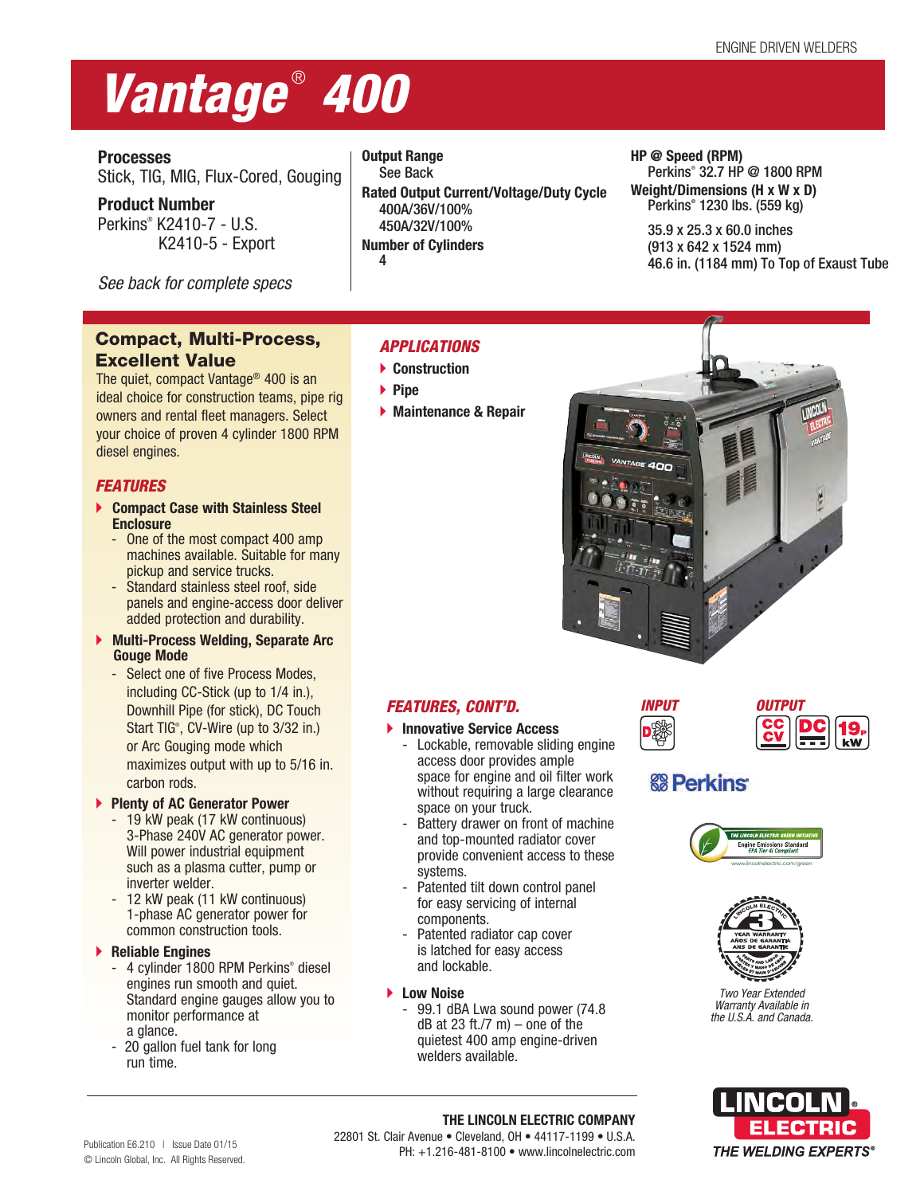ENGINE DRIVEN WELDERS

# Vantage® 400

**Processes**
Stick, TIG, MIG, Flux-Cored, Gouging

**Product Number**
Perkins® K2410-7 - U.S.
K2410-5 - Export

*See back for complete specs*

**Output Range**
See Back

**Rated Output Current/Voltage/Duty Cycle**
400A/36V/100%
450A/32V/100%

**Number of Cylinders**
4

**HP @ Speed (RPM)**
Perkins® 32.7 HP @ 1800 RPM

**Weight/Dimensions (H x W x D)**
Perkins® 1230 lbs. (559 kg)

35.9 x 25.3 x 60.0 inches
(913 x 642 x 1524 mm)
46.6 in. (1184 mm) To Top of Exaust Tube

## Compact, Multi-Process, Excellent Value

The quiet, compact Vantage® 400 is an ideal choice for construction teams, pipe rig owners and rental fleet managers. Select your choice of proven 4 cylinder 1800 RPM diesel engines.

### *FEATURES*

- **Compact Case with Stainless Steel Enclosure**
  - One of the most compact 400 amp machines available. Suitable for many pickup and service trucks.
  - Standard stainless steel roof, side panels and engine-access door deliver added protection and durability.
- **Multi-Process Welding, Separate Arc Gouge Mode**
  - Select one of five Process Modes, including CC-Stick (up to 1/4 in.), Downhill Pipe (for stick), DC Touch Start TIG®, CV-Wire (up to 3/32 in.) or Arc Gouging mode which maximizes output with up to 5/16 in. carbon rods.
- **Plenty of AC Generator Power**
  - 19 kW peak (17 kW continuous) 3-Phase 240V AC generator power. Will power industrial equipment such as a plasma cutter, pump or inverter welder.
  - 12 kW peak (11 kW continuous) 1-phase AC generator power for common construction tools.
- **Reliable Engines**
  - 4 cylinder 1800 RPM Perkins® diesel engines run smooth and quiet. Standard engine gauges allow you to monitor performance at a glance.
  - 20 gallon fuel tank for long run time.

### *APPLICATIONS*

- Construction
- Pipe
- Maintenance & Repair

### *FEATURES, CONT'D.*

- **Innovative Service Access**
  - Lockable, removable sliding engine access door provides ample space for engine and oil filter work without requiring a large clearance space on your truck.
  - Battery drawer on front of machine and top-mounted radiator cover provide convenient access to these systems.
  - Patented tilt down control panel for easy servicing of internal components.
  - Patented radiator cap cover is latched for easy access and lockable.
- **Low Noise**
  - 99.1 dBA Lwa sound power (74.8 dB at 23 ft./7 m) – one of the quietest 400 amp engine-driven welders available.

*INPUT*

*OUTPUT*

Perkins

THE LINCOLN ELECTRIC GREEN INITIATIVE
Engine Emissions Standard
*EPA Tier 4i Compliant*
www.lincolnelectric.com/green

*Two Year Extended Warranty Available in the U.S.A. and Canada.*

**THE LINCOLN ELECTRIC COMPANY**
22801 St. Clair Avenue • Cleveland, OH • 44117-1199 • U.S.A.
PH: +1.216-481-8100 • www.lincolnelectric.com

Publication E6.210 | Issue Date 01/15
© Lincoln Global, Inc. All Rights Reserved.

LINCOLN ELECTRIC
*THE WELDING EXPERTS®*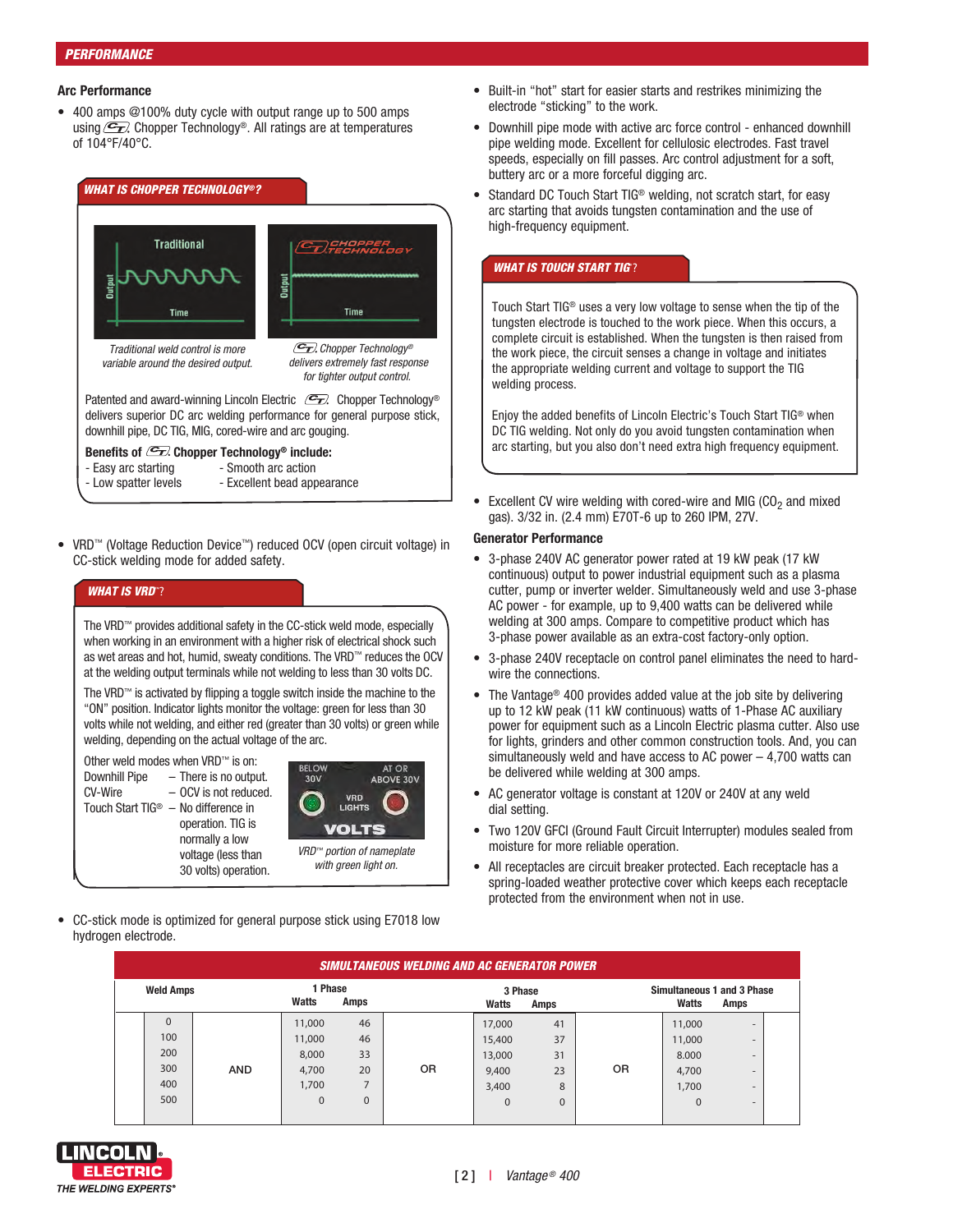## PERFORMANCE

### Arc Performance

- 400 amps @100% duty cycle with output range up to 500 amps using Chopper Technology®. All ratings are at temperatures of 104°F/40°C.

#### WHAT IS CHOPPER TECHNOLOGY®?

*Traditional weld control is more variable around the desired output.*

*Chopper Technology® delivers extremely fast response for tighter output control.*

Patented and award-winning Lincoln Electric Chopper Technology® delivers superior DC arc welding performance for general purpose stick, downhill pipe, DC TIG, MIG, cored-wire and arc gouging.

**Benefits of Chopper Technology® include:**

- Easy arc starting
- Low spatter levels
- Smooth arc action
- Excellent bead appearance

- VRD™ (Voltage Reduction Device™) reduced OCV (open circuit voltage) in CC-stick welding mode for added safety.

#### WHAT IS VRD™?

The VRD™ provides additional safety in the CC-stick weld mode, especially when working in an environment with a higher risk of electrical shock such as wet areas and hot, humid, sweaty conditions. The VRD™ reduces the OCV at the welding output terminals while not welding to less than 30 volts DC.

The VRD™ is activated by flipping a toggle switch inside the machine to the "ON" position. Indicator lights monitor the voltage: green for less than 30 volts while not welding, and either red (greater than 30 volts) or green while welding, depending on the actual voltage of the arc.

Other weld modes when VRD™ is on:

Downhill Pipe – There is no output.
CV-Wire – OCV is not reduced.
Touch Start TIG® – No difference in operation. TIG is normally a low voltage (less than 30 volts) operation.

*VRD™ portion of nameplate with green light on.*

- CC-stick mode is optimized for general purpose stick using E7018 low hydrogen electrode.
- Built-in "hot" start for easier starts and restrikes minimizing the electrode "sticking" to the work.
- Downhill pipe mode with active arc force control - enhanced downhill pipe welding mode. Excellent for cellulosic electrodes. Fast travel speeds, especially on fill passes. Arc control adjustment for a soft, buttery arc or a more forceful digging arc.
- Standard DC Touch Start TIG® welding, not scratch start, for easy arc starting that avoids tungsten contamination and the use of high-frequency equipment.

#### WHAT IS TOUCH START TIG?

Touch Start TIG® uses a very low voltage to sense when the tip of the tungsten electrode is touched to the work piece. When this occurs, a complete circuit is established. When the tungsten is then raised from the work piece, the circuit senses a change in voltage and initiates the appropriate welding current and voltage to support the TIG welding process.

Enjoy the added benefits of Lincoln Electric's Touch Start TIG® when DC TIG welding. Not only do you avoid tungsten contamination when arc starting, but you also don't need extra high frequency equipment.

- Excellent CV wire welding with cored-wire and MIG ($CO_2$ and mixed gas). 3/32 in. (2.4 mm) E70T-6 up to 260 IPM, 27V.

### Generator Performance

- 3-phase 240V AC generator power rated at 19 kW peak (17 kW continuous) output to power industrial equipment such as a plasma cutter, pump or inverter welder. Simultaneously weld and use 3-phase AC power - for example, up to 9,400 watts can be delivered while welding at 300 amps. Compare to competitive product which has 3-phase power available as an extra-cost factory-only option.
- 3-phase 240V receptacle on control panel eliminates the need to hard-wire the connections.
- The Vantage® 400 provides added value at the job site by delivering up to 12 kW peak (11 kW continuous) watts of 1-Phase AC auxiliary power for equipment such as a Lincoln Electric plasma cutter. Also use for lights, grinders and other common construction tools. And, you can simultaneously weld and have access to AC power – 4,700 watts can be delivered while welding at 300 amps.
- AC generator voltage is constant at 120V or 240V at any weld dial setting.
- Two 120V GFCI (Ground Fault Circuit Interrupter) modules sealed from moisture for more reliable operation.
- All receptacles are circuit breaker protected. Each receptacle has a spring-loaded weather protective cover which keeps each receptacle protected from the environment when not in use.

#### SIMULTANEOUS WELDING AND AC GENERATOR POWER

| Weld Amps | | 1 Phase Watts | 1 Phase Amps | | 3 Phase Watts | 3 Phase Amps | | Simultaneous 1 and 3 Phase Watts | Simultaneous 1 and 3 Phase Amps |
|---|---|---|---|---|---|---|---|---|---|
| 0 | AND | 11,000 | 46 | OR | 17,000 | 41 | OR | 11,000 | - |
| 100 | | 11,000 | 46 | | 15,400 | 37 | | 11,000 | - |
| 200 | | 8,000 | 33 | | 13,000 | 31 | | 8.000 | - |
| 300 | | 4,700 | 20 | | 9,400 | 23 | | 4,700 | - |
| 400 | | 1,700 | 7 | | 3,400 | 8 | | 1,700 | - |
| 500 | | 0 | 0 | | 0 | 0 | | 0 | - |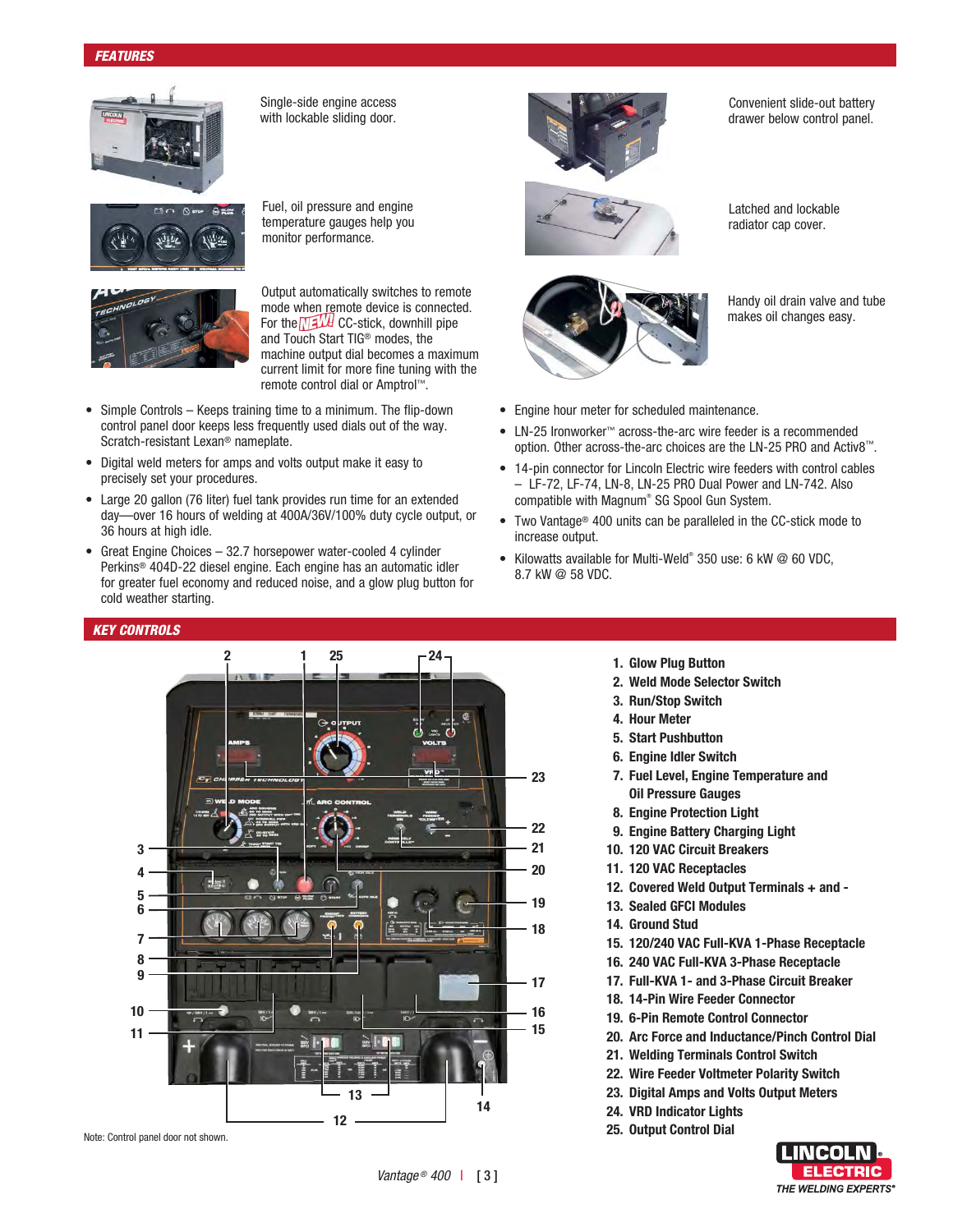## FEATURES

Single-side engine access with lockable sliding door.

Fuel, oil pressure and engine temperature gauges help you monitor performance.

Output automatically switches to remote mode when remote device is connected. For the NEW! CC-stick, downhill pipe and Touch Start TIG® modes, the machine output dial becomes a maximum current limit for more fine tuning with the remote control dial or Amptrol™.

- Simple Controls – Keeps training time to a minimum. The flip-down control panel door keeps less frequently used dials out of the way. Scratch-resistant Lexan® nameplate.
- Digital weld meters for amps and volts output make it easy to precisely set your procedures.
- Large 20 gallon (76 liter) fuel tank provides run time for an extended day—over 16 hours of welding at 400A/36V/100% duty cycle output, or 36 hours at high idle.
- Great Engine Choices – 32.7 horsepower water-cooled 4 cylinder Perkins® 404D-22 diesel engine. Each engine has an automatic idler for greater fuel economy and reduced noise, and a glow plug button for cold weather starting.

Convenient slide-out battery drawer below control panel.

Latched and lockable radiator cap cover.

Handy oil drain valve and tube makes oil changes easy.

- Engine hour meter for scheduled maintenance.
- LN-25 Ironworker™ across-the-arc wire feeder is a recommended option. Other across-the-arc choices are the LN-25 PRO and Activ8™.
- 14-pin connector for Lincoln Electric wire feeders with control cables – LF-72, LF-74, LN-8, LN-25 PRO Dual Power and LN-742. Also compatible with Magnum® SG Spool Gun System.
- Two Vantage® 400 units can be paralleled in the CC-stick mode to increase output.
- Kilowatts available for Multi-Weld® 350 use: 6 kW @ 60 VDC, 8.7 kW @ 58 VDC.

## KEY CONTROLS

Note: Control panel door not shown.

1. **Glow Plug Button**
2. **Weld Mode Selector Switch**
3. **Run/Stop Switch**
4. **Hour Meter**
5. **Start Pushbutton**
6. **Engine Idler Switch**
7. **Fuel Level, Engine Temperature and Oil Pressure Gauges**
8. **Engine Protection Light**
9. **Engine Battery Charging Light**
10. **120 VAC Circuit Breakers**
11. **120 VAC Receptacles**
12. **Covered Weld Output Terminals + and -**
13. **Sealed GFCI Modules**
14. **Ground Stud**
15. **120/240 VAC Full-KVA 1-Phase Receptacle**
16. **240 VAC Full-KVA 3-Phase Receptacle**
17. **Full-KVA 1- and 3-Phase Circuit Breaker**
18. **14-Pin Wire Feeder Connector**
19. **6-Pin Remote Control Connector**
20. **Arc Force and Inductance/Pinch Control Dial**
21. **Welding Terminals Control Switch**
22. **Wire Feeder Voltmeter Polarity Switch**
23. **Digital Amps and Volts Output Meters**
24. **VRD Indicator Lights**
25. **Output Control Dial**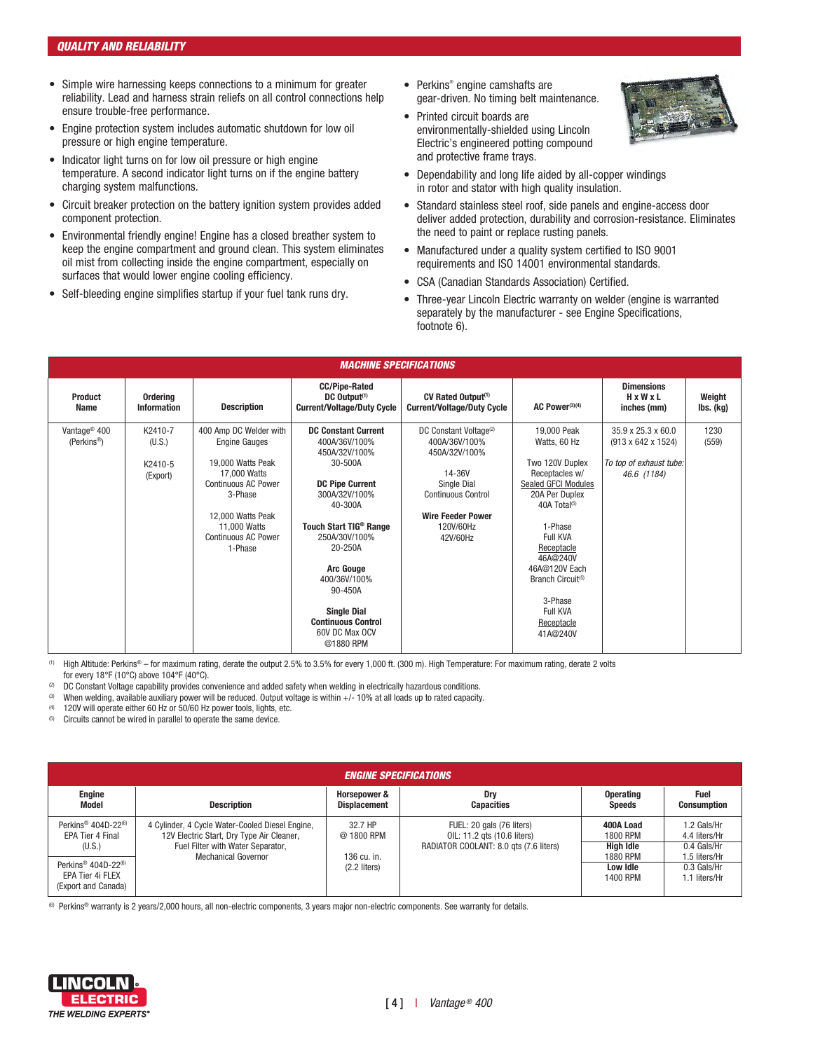## QUALITY AND RELIABILITY

- Simple wire harnessing keeps connections to a minimum for greater reliability. Lead and harness strain reliefs on all control connections help ensure trouble-free performance.
- Engine protection system includes automatic shutdown for low oil pressure or high engine temperature.
- Indicator light turns on for low oil pressure or high engine temperature. A second indicator light turns on if the engine battery charging system malfunctions.
- Circuit breaker protection on the battery ignition system provides added component protection.
- Environmental friendly engine! Engine has a closed breather system to keep the engine compartment and ground clean. This system eliminates oil mist from collecting inside the engine compartment, especially on surfaces that would lower engine cooling efficiency.
- Self-bleeding engine simplifies startup if your fuel tank runs dry.
- Perkins® engine camshafts are gear-driven. No timing belt maintenance.
- Printed circuit boards are environmentally-shielded using Lincoln Electric's engineered potting compound and protective frame trays.
- Dependability and long life aided by all-copper windings in rotor and stator with high quality insulation.
- Standard stainless steel roof, side panels and engine-access door deliver added protection, durability and corrosion-resistance. Eliminates the need to paint or replace rusting panels.
- Manufactured under a quality system certified to ISO 9001 requirements and ISO 14001 environmental standards.
- CSA (Canadian Standards Association) Certified.
- Three-year Lincoln Electric warranty on welder (engine is warranted separately by the manufacturer - see Engine Specifications, footnote 6).

### MACHINE SPECIFICATIONS

| Product Name | Ordering Information | Description | CC/Pipe-Rated DC Output[1] Current/Voltage/Duty Cycle | CV Rated Output[1] Current/Voltage/Duty Cycle | AC Power[3][4] | Dimensions H x W x L inches (mm) | Weight lbs. (kg) |
|---|---|---|---|---|---|---|---|
| Vantage® 400 (Perkins®) | K2410-7 (U.S.)<br><br>K2410-5 (Export) | 400 Amp DC Welder with Engine Gauges<br><br>19,000 Watts Peak 17,000 Watts Continuous AC Power 3-Phase<br><br>12,000 Watts Peak 11,000 Watts Continuous AC Power 1-Phase | **DC Constant Current**<br>400A/36V/100%<br>450A/32V/100%<br>30-500A<br><br>**DC Pipe Current**<br>300A/32V/100%<br>40-300A<br><br>**Touch Start TIG® Range**<br>250A/30V/100%<br>20-250A<br><br>**Arc Gouge**<br>400/36V/100%<br>90-450A<br><br>**Single Dial Continuous Control**<br>60V DC Max OCV @1880 RPM | DC Constant Voltage[2]<br>400A/36V/100%<br>450A/32V/100%<br><br>14-36V<br>Single Dial<br>Continuous Control<br><br>**Wire Feeder Power**<br>120V/60Hz<br>42V/60Hz | 19,000 Peak Watts, 60 Hz<br><br>Two 120V Duplex Receptacles w/ Sealed GFCI Modules 20A Per Duplex 40A Total[5]<br><br>1-Phase Full KVA Receptacle 46A@240V 46A@120V Each Branch Circuit[5]<br><br>3-Phase Full KVA Receptacle 41A@240V | 35.9 x 25.3 x 60.0 (913 x 642 x 1524)<br><br>*To top of exhaust tube: 46.6 (1184)* | 1230 (559) |

[1] High Altitude: Perkins® – for maximum rating, derate the output 2.5% to 3.5% for every 1,000 ft. (300 m). High Temperature: For maximum rating, derate 2 volts for every 18°F (10°C) above 104°F (40°C).
[2] DC Constant Voltage capability provides convenience and added safety when welding in electrically hazardous conditions.
[3] When welding, available auxiliary power will be reduced. Output voltage is within +/- 10% at all loads up to rated capacity.
[4] 120V will operate either 60 Hz or 50/60 Hz power tools, lights, etc.
[5] Circuits cannot be wired in parallel to operate the same device.

### ENGINE SPECIFICATIONS

| Engine Model | Description | Horsepower & Displacement | Dry Capacities | Operating Speeds | Fuel Consumption |
|---|---|---|---|---|---|
| Perkins® 404D-22[6] EPA Tier 4 Final (U.S.)<br><br>Perkins® 404D-22[6] EPA Tier 4i FLEX (Export and Canada) | 4 Cylinder, 4 Cycle Water-Cooled Diesel Engine, 12V Electric Start, Dry Type Air Cleaner, Fuel Filter with Water Separator, Mechanical Governor | 32.7 HP @ 1800 RPM<br><br>136 cu. in. (2.2 liters) | FUEL: 20 gals (76 liters)<br>OIL: 11.2 qts (10.6 liters)<br>RADIATOR COOLANT: 8.0 qts (7.6 liters) | **400A Load** 1800 RPM<br>**High Idle** 1880 RPM<br>**Low Idle** 1400 RPM | 1.2 Gals/Hr 4.4 liters/Hr<br>0.4 Gals/Hr 1.5 liters/Hr<br>0.3 Gals/Hr 1.1 liters/Hr |

[6] Perkins® warranty is 2 years/2,000 hours, all non-electric components, 3 years major non-electric components. See warranty for details.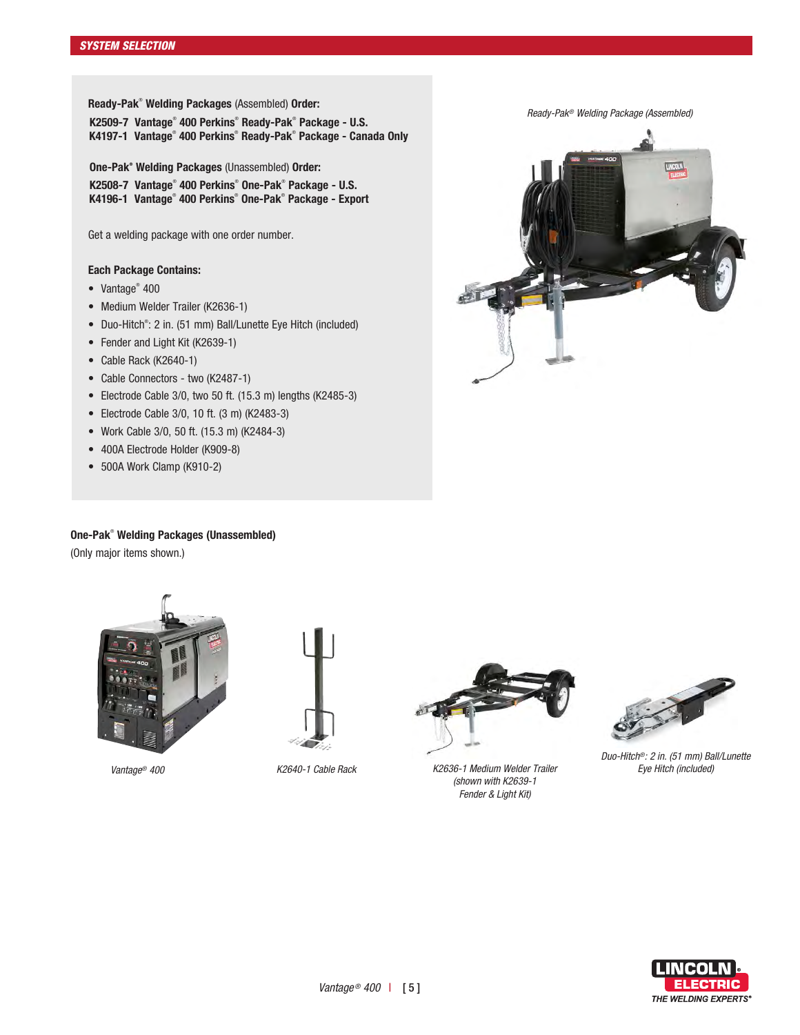## SYSTEM SELECTION

**Ready-Pak® Welding Packages** (Assembled) **Order:**

**K2509-7 Vantage® 400 Perkins® Ready-Pak® Package - U.S.**
**K4197-1 Vantage® 400 Perkins® Ready-Pak® Package - Canada Only**

**One-Pak® Welding Packages** (Unassembled) **Order:**

**K2508-7 Vantage® 400 Perkins® One-Pak® Package - U.S.**
**K4196-1 Vantage® 400 Perkins® One-Pak® Package - Export**

Get a welding package with one order number.

**Each Package Contains:**

- Vantage® 400
- Medium Welder Trailer (K2636-1)
- Duo-Hitch®: 2 in. (51 mm) Ball/Lunette Eye Hitch (included)
- Fender and Light Kit (K2639-1)
- Cable Rack (K2640-1)
- Cable Connectors - two (K2487-1)
- Electrode Cable 3/0, two 50 ft. (15.3 m) lengths (K2485-3)
- Electrode Cable 3/0, 10 ft. (3 m) (K2483-3)
- Work Cable 3/0, 50 ft. (15.3 m) (K2484-3)
- 400A Electrode Holder (K909-8)
- 500A Work Clamp (K910-2)

*Ready-Pak® Welding Package (Assembled)*

**One-Pak® Welding Packages (Unassembled)**

(Only major items shown.)

*Vantage® 400*

*K2640-1 Cable Rack*

*K2636-1 Medium Welder Trailer (shown with K2639-1 Fender & Light Kit)*

*Duo-Hitch®: 2 in. (51 mm) Ball/Lunette Eye Hitch (included)*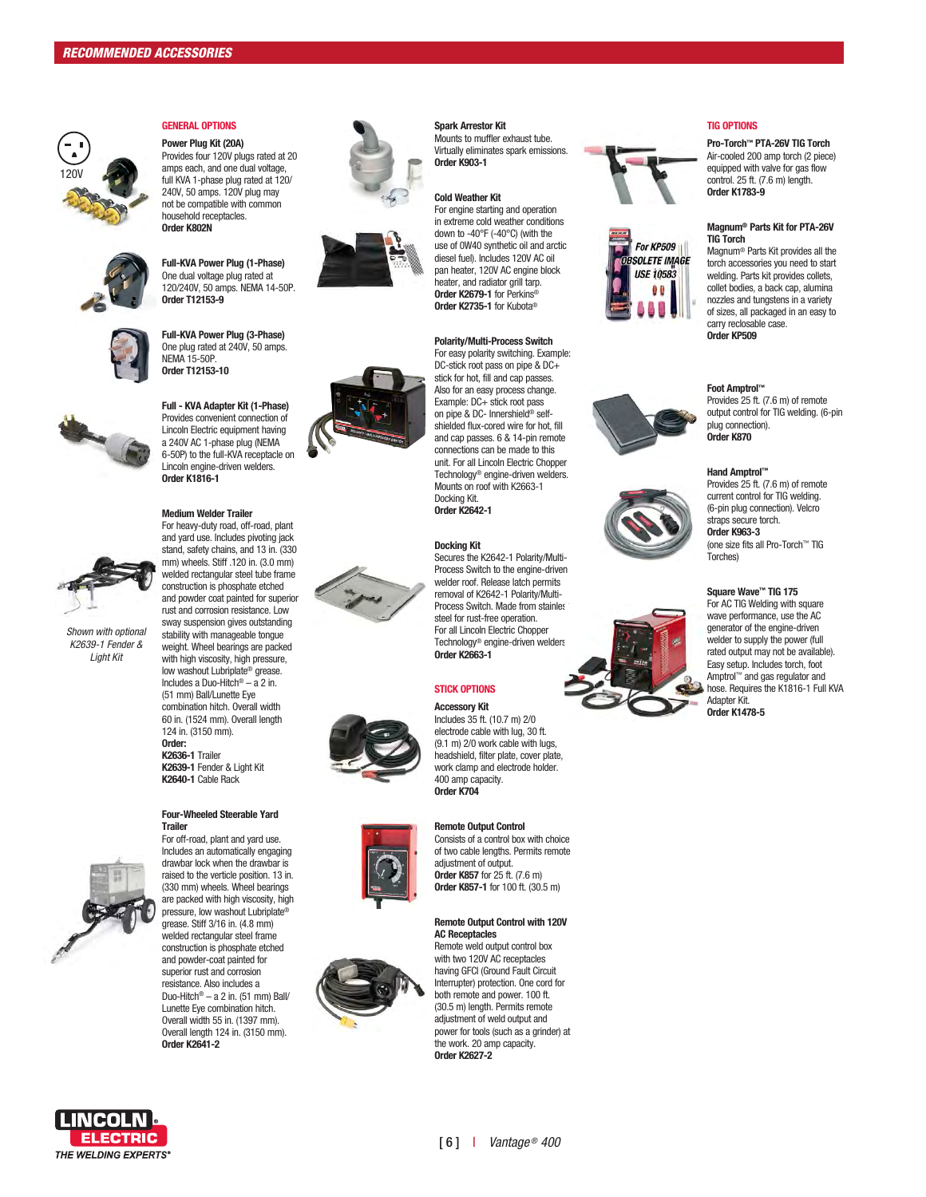## RECOMMENDED ACCESSORIES

### GENERAL OPTIONS

**Power Plug Kit (20A)**
Provides four 120V plugs rated at 20 amps each, and one dual voltage, full KVA 1-phase plug rated at 120/240V, 50 amps. 120V plug may not be compatible with common household receptacles.
**Order K802N**

**Full-KVA Power Plug (1-Phase)**
One dual voltage plug rated at 120/240V, 50 amps. NEMA 14-50P.
**Order T12153-9**

**Full-KVA Power Plug (3-Phase)**
One plug rated at 240V, 50 amps. NEMA 15-50P.
**Order T12153-10**

**Full - KVA Adapter Kit (1-Phase)**
Provides convenient connection of Lincoln Electric equipment having a 240V AC 1-phase plug (NEMA 6-50P) to the full-KVA receptacle on Lincoln engine-driven welders.
**Order K1816-1**

**Medium Welder Trailer**
For heavy-duty road, off-road, plant and yard use. Includes pivoting jack stand, safety chains, and 13 in. (330 mm) wheels. Stiff .120 in. (3.0 mm) welded rectangular steel tube frame construction is phosphate etched and powder coat painted for superior rust and corrosion resistance. Low sway suspension gives outstanding stability with manageable tongue weight. Wheel bearings are packed with high viscosity, high pressure, low washout Lubriplate® grease. Includes a Duo-Hitch® – a 2 in. (51 mm) Ball/Lunette Eye combination hitch. Overall width 60 in. (1524 mm). Overall length 124 in. (3150 mm).
**Order:**
**K2636-1** Trailer
**K2639-1** Fender & Light Kit
**K2640-1** Cable Rack

*Shown with optional K2639-1 Fender & Light Kit*

**Four-Wheeled Steerable Yard Trailer**
For off-road, plant and yard use. Includes an automatically engaging drawbar lock when the drawbar is raised to the verticle position. 13 in. (330 mm) wheels. Wheel bearings are packed with high viscosity, high pressure, low washout Lubriplate® grease. Stiff 3/16 in. (4.8 mm) welded rectangular steel frame construction is phosphate etched and powder-coat painted for superior rust and corrosion resistance. Also includes a Duo-Hitch® – a 2 in. (51 mm) Ball/Lunette Eye combination hitch. Overall width 55 in. (1397 mm). Overall length 124 in. (3150 mm).
**Order K2641-2**

**Spark Arrestor Kit**
Mounts to muffler exhaust tube. Virtually eliminates spark emissions.
**Order K903-1**

**Cold Weather Kit**
For engine starting and operation in extreme cold weather conditions down to -40°F (-40°C) (with the use of 0W40 synthetic oil and arctic diesel fuel). Includes 120V AC oil pan heater, 120V AC engine block heater, and radiator grill tarp.
**Order K2679-1** for Perkins®
**Order K2735-1** for Kubota®

**Polarity/Multi-Process Switch**
For easy polarity switching. Example: DC-stick root pass on pipe & DC+ stick for hot, fill and cap passes. Also for an easy process change. Example: DC+ stick root pass on pipe & DC- Innershield® self-shielded flux-cored wire for hot, fill and cap passes. 6 & 14-pin remote connections can be made to this unit. For all Lincoln Electric Chopper Technology® engine-driven welders. Mounts on roof with K2663-1 Docking Kit.
**Order K2642-1**

**Docking Kit**
Secures the K2642-1 Polarity/Multi-Process Switch to the engine-driven welder roof. Release latch permits removal of K2642-1 Polarity/Multi-Process Switch. Made from stainless steel for rust-free operation. For all Lincoln Electric Chopper Technology® engine-driven welders
**Order K2663-1**

### STICK OPTIONS

**Accessory Kit**
Includes 35 ft. (10.7 m) 2/0 electrode cable with lug, 30 ft. (9.1 m) 2/0 work cable with lugs, headshield, filter plate, cover plate, work clamp and electrode holder. 400 amp capacity.
**Order K704**

**Remote Output Control**
Consists of a control box with choice of two cable lengths. Permits remote adjustment of output.
**Order K857** for 25 ft. (7.6 m)
**Order K857-1** for 100 ft. (30.5 m)

**Remote Output Control with 120V AC Receptacles**
Remote weld output control box with two 120V AC receptacles having GFCI (Ground Fault Circuit Interrupter) protection. One cord for both remote and power. 100 ft. (30.5 m) length. Permits remote adjustment of weld output and power for tools (such as a grinder) at the work. 20 amp capacity.
**Order K2627-2**

### TIG OPTIONS

**Pro-Torch™ PTA-26V TIG Torch**
Air-cooled 200 amp torch (2 piece) equipped with valve for gas flow control. 25 ft. (7.6 m) length.
**Order K1783-9**

**Magnum® Parts Kit for PTA-26V TIG Torch**
Magnum® Parts Kit provides all the torch accessories you need to start welding. Parts kit provides collets, collet bodies, a back cap, alumina nozzles and tungstens in a variety of sizes, all packaged in an easy to carry reclosable case.
**Order KP509**

*For KP509 OBSOLETE IMAGE USE 10583*

**Foot Amptrol™**
Provides 25 ft. (7.6 m) of remote output control for TIG welding. (6-pin plug connection).
**Order K870**

**Hand Amptrol™**
Provides 25 ft. (7.6 m) of remote current control for TIG welding. (6-pin plug connection). Velcro straps secure torch.
**Order K963-3**
(one size fits all Pro-Torch™ TIG Torches)

**Square Wave™ TIG 175**
For AC TIG Welding with square wave performance, use the AC generator of the engine-driven welder to supply the power (full rated output may not be available). Easy setup. Includes torch, foot Amptrol™ and gas regulator and hose. Requires the K1816-1 Full KVA Adapter Kit.
**Order K1478-5**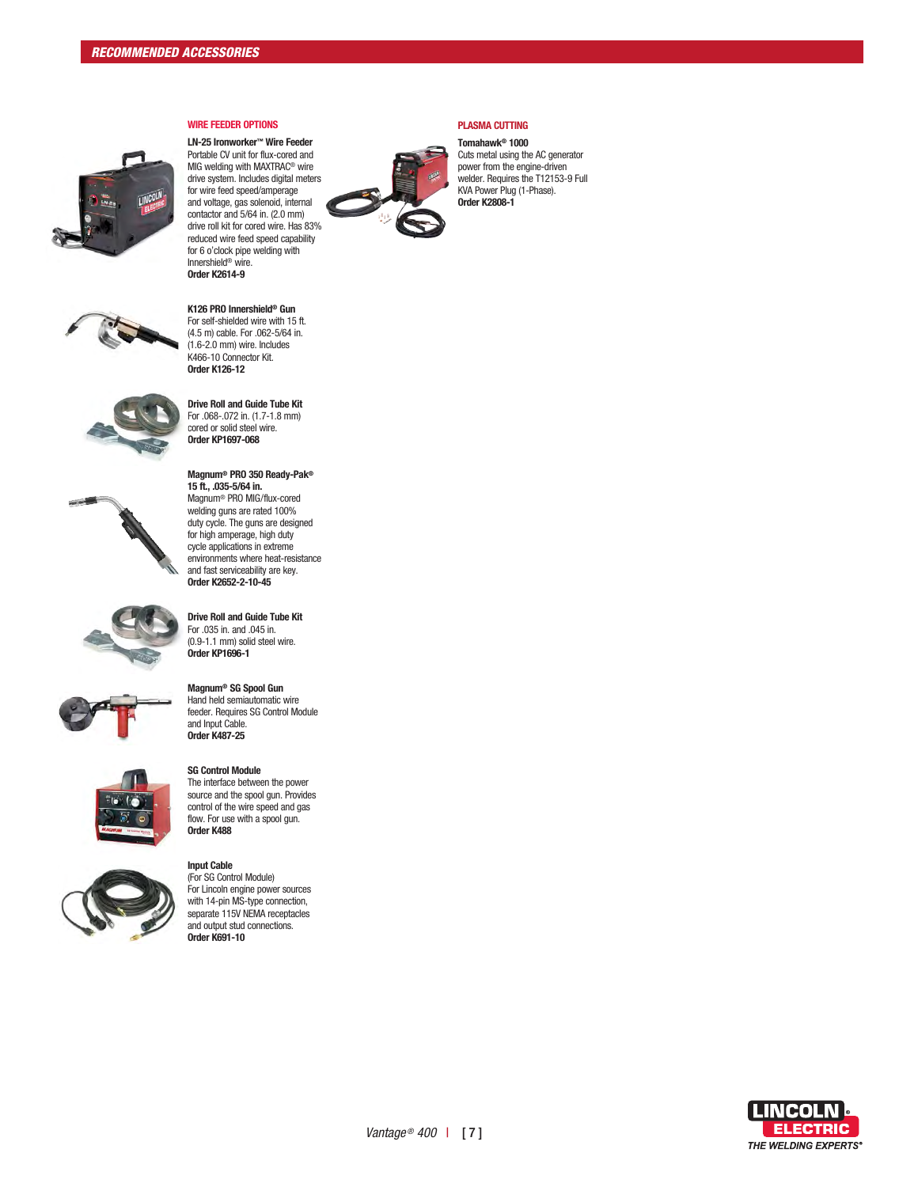## RECOMMENDED ACCESSORIES

### WIRE FEEDER OPTIONS

**LN-25 Ironworker™ Wire Feeder**
Portable CV unit for flux-cored and MIG welding with MAXTRAC® wire drive system. Includes digital meters for wire feed speed/amperage and voltage, gas solenoid, internal contactor and 5/64 in. (2.0 mm) drive roll kit for cored wire. Has 83% reduced wire feed speed capability for 6 o'clock pipe welding with Innershield® wire.
**Order K2614-9**

**K126 PRO Innershield® Gun**
For self-shielded wire with 15 ft. (4.5 m) cable. For .062-5/64 in. (1.6-2.0 mm) wire. Includes K466-10 Connector Kit.
**Order K126-12**

**Drive Roll and Guide Tube Kit**
For .068-.072 in. (1.7-1.8 mm) cored or solid steel wire.
**Order KP1697-068**

**Magnum® PRO 350 Ready-Pak® 15 ft., .035-5/64 in.**
Magnum® PRO MIG/flux-cored welding guns are rated 100% duty cycle. The guns are designed for high amperage, high duty cycle applications in extreme environments where heat-resistance and fast serviceability are key.
**Order K2652-2-10-45**

**Drive Roll and Guide Tube Kit**
For .035 in. and .045 in. (0.9-1.1 mm) solid steel wire.
**Order KP1696-1**

**Magnum® SG Spool Gun**
Hand held semiautomatic wire feeder. Requires SG Control Module and Input Cable.
**Order K487-25**

**SG Control Module**
The interface between the power source and the spool gun. Provides control of the wire speed and gas flow. For use with a spool gun.
**Order K488**

**Input Cable**
(For SG Control Module)
For Lincoln engine power sources with 14-pin MS-type connection, separate 115V NEMA receptacles and output stud connections.
**Order K691-10**

### PLASMA CUTTING

**Tomahawk® 1000**
Cuts metal using the AC generator power from the engine-driven welder. Requires the T12153-9 Full KVA Power Plug (1-Phase).
**Order K2808-1**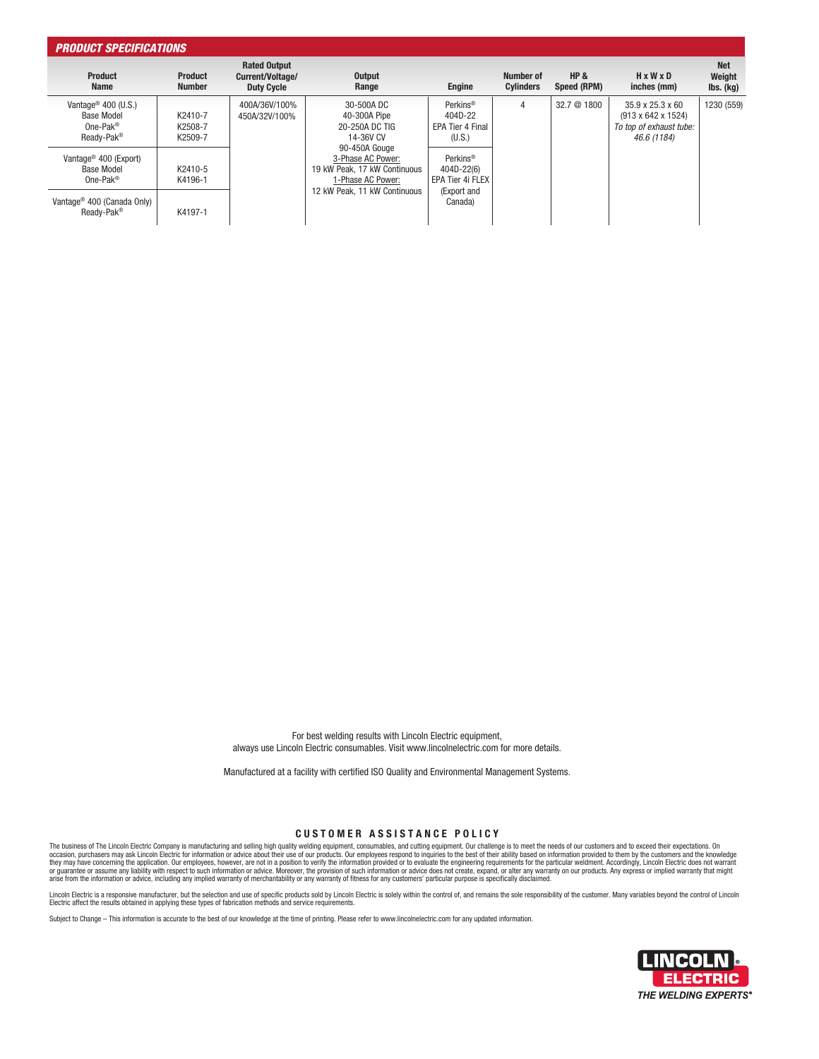## PRODUCT SPECIFICATIONS

| Product Name | Product Number | Rated Output Current/Voltage/ Duty Cycle | Output Range | Engine | Number of Cylinders | HP & Speed (RPM) | H x W x D inches (mm) | Net Weight lbs. (kg) |
|---|---|---|---|---|---|---|---|---|
| Vantage® 400 (U.S.) Base Model One-Pak® Ready-Pak® | K2410-7 K2508-7 K2509-7 | 400A/36V/100% 450A/32V/100% | 30-500A DC 40-300A Pipe 20-250A DC TIG 14-36V CV 90-450A Gouge 3-Phase AC Power: 19 kW Peak, 17 kW Continuous 1-Phase AC Power: 12 kW Peak, 11 kW Continuous | Perkins® 404D-22 EPA Tier 4 Final (U.S.) | 4 | 32.7 @ 1800 | 35.9 x 25.3 x 60 (913 x 642 x 1524) *To top of exhaust tube: 46.6 (1184)* | 1230 (559) |
| Vantage® 400 (Export) Base Model One-Pak® | K2410-5 K4196-1 | | | Perkins® 404D-22(6) EPA Tier 4i FLEX (Export and Canada) | | | | |
| Vantage® 400 (Canada Only) Ready-Pak® | K4197-1 | | | | | | | |

For best welding results with Lincoln Electric equipment, always use Lincoln Electric consumables. Visit www.lincolnelectric.com for more details.

Manufactured at a facility with certified ISO Quality and Environmental Management Systems.

### CUSTOMER ASSISTANCE POLICY

The business of The Lincoln Electric Company is manufacturing and selling high quality welding equipment, consumables, and cutting equipment. Our challenge is to meet the needs of our customers and to exceed their expectations. On occasion, purchasers may ask Lincoln Electric for information or advice about their use of our products. Our employees respond to inquiries to the best of their ability based on information provided to them by the customers and the knowledge they may have concerning the application. Our employees, however, are not in a position to verify the information provided or to evaluate the engineering requirements for the particular weldment. Accordingly, Lincoln Electric does not warrant or guarantee or assume any liability with respect to such information or advice. Moreover, the provision of such information or advice does not create, expand, or alter any warranty on our products. Any express or implied warranty that might arise from the information or advice, including any implied warranty of merchantability or any warranty of fitness for any customers' particular purpose is specifically disclaimed.

Lincoln Electric is a responsive manufacturer, but the selection and use of specific products sold by Lincoln Electric is solely within the control of, and remains the sole responsibility of the customer. Many variables beyond the control of Lincoln Electric affect the results obtained in applying these types of fabrication methods and service requirements.

Subject to Change – This information is accurate to the best of our knowledge at the time of printing. Please refer to www.lincolnelectric.com for any updated information.

LINCOLN ELECTRIC
THE WELDING EXPERTS®